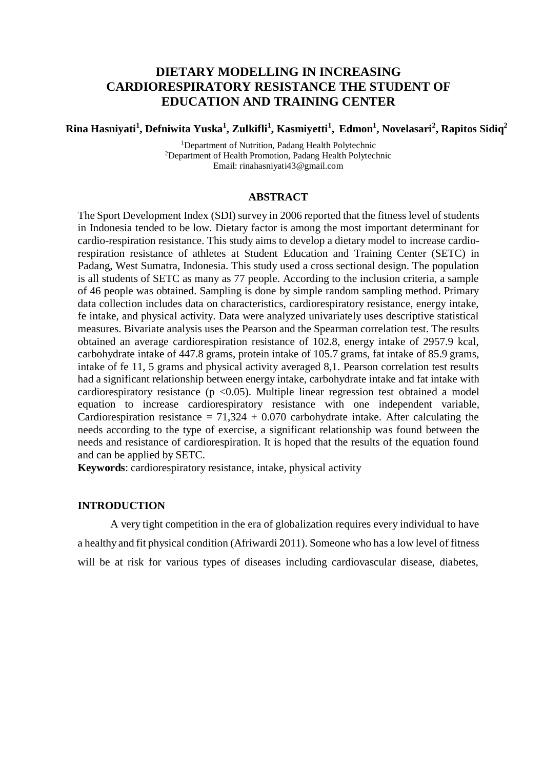# DIETARY MODELLING IN INCREASING CARDIORESPIRATORY RESISTANCE THE STUDENT OF EDUCATION AND TRAINING CENTER

**Rina Hasniyati[1], Defniwita Yuska[1], Zulkifli[1], Kasmiyetti[1], Edmon[1], Novelasari[2], Rapitos Sidiq[2]**

[1]Department of Nutrition, Padang Health Polytechnic
[2]Department of Health Promotion, Padang Health Polytechnic
Email: rinahasniyati43@gmail.com

## ABSTRACT

The Sport Development Index (SDI) survey in 2006 reported that the fitness level of students in Indonesia tended to be low. Dietary factor is among the most important determinant for cardio-respiration resistance. This study aims to develop a dietary model to increase cardio-respiration resistance of athletes at Student Education and Training Center (SETC) in Padang, West Sumatra, Indonesia. This study used a cross sectional design. The population is all students of SETC as many as 77 people. According to the inclusion criteria, a sample of 46 people was obtained. Sampling is done by simple random sampling method. Primary data collection includes data on characteristics, cardiorespiratory resistance, energy intake, fe intake, and physical activity. Data were analyzed univariately uses descriptive statistical measures. Bivariate analysis uses the Pearson and the Spearman correlation test. The results obtained an average cardiorespiration resistance of 102.8, energy intake of 2957.9 kcal, carbohydrate intake of 447.8 grams, protein intake of 105.7 grams, fat intake of 85.9 grams, intake of fe 11, 5 grams and physical activity averaged 8,1. Pearson correlation test results had a significant relationship between energy intake, carbohydrate intake and fat intake with cardiorespiratory resistance ($p < 0.05$). Multiple linear regression test obtained a model equation to increase cardiorespiratory resistance with one independent variable, Cardiorespiration resistance = 71,324 + 0.070 carbohydrate intake. After calculating the needs according to the type of exercise, a significant relationship was found between the needs and resistance of cardiorespiration. It is hoped that the results of the equation found and can be applied by SETC.

**Keywords**: cardiorespiratory resistance, intake, physical activity

## INTRODUCTION

A very tight competition in the era of globalization requires every individual to have a healthy and fit physical condition (Afriwardi 2011). Someone who has a low level of fitness will be at risk for various types of diseases including cardiovascular disease, diabetes,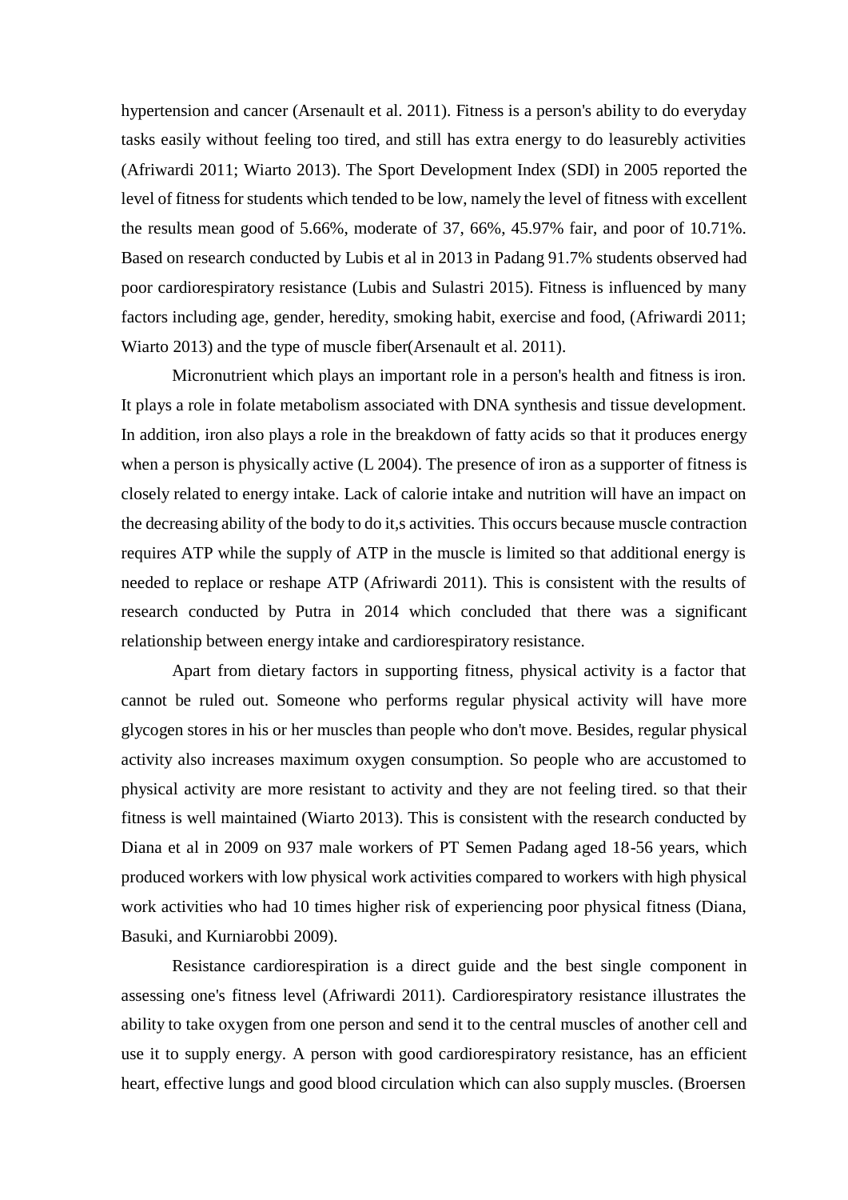hypertension and cancer (Arsenault et al. 2011). Fitness is a person's ability to do everyday tasks easily without feeling too tired, and still has extra energy to do leasurebly activities (Afriwardi 2011; Wiarto 2013). The Sport Development Index (SDI) in 2005 reported the level of fitness for students which tended to be low, namely the level of fitness with excellent the results mean good of 5.66%, moderate of 37, 66%, 45.97% fair, and poor of 10.71%. Based on research conducted by Lubis et al in 2013 in Padang 91.7% students observed had poor cardiorespiratory resistance (Lubis and Sulastri 2015). Fitness is influenced by many factors including age, gender, heredity, smoking habit, exercise and food, (Afriwardi 2011; Wiarto 2013) and the type of muscle fiber(Arsenault et al. 2011).

Micronutrient which plays an important role in a person's health and fitness is iron. It plays a role in folate metabolism associated with DNA synthesis and tissue development. In addition, iron also plays a role in the breakdown of fatty acids so that it produces energy when a person is physically active (L 2004). The presence of iron as a supporter of fitness is closely related to energy intake. Lack of calorie intake and nutrition will have an impact on the decreasing ability of the body to do it,s activities. This occurs because muscle contraction requires ATP while the supply of ATP in the muscle is limited so that additional energy is needed to replace or reshape ATP (Afriwardi 2011). This is consistent with the results of research conducted by Putra in 2014 which concluded that there was a significant relationship between energy intake and cardiorespiratory resistance.

Apart from dietary factors in supporting fitness, physical activity is a factor that cannot be ruled out. Someone who performs regular physical activity will have more glycogen stores in his or her muscles than people who don't move. Besides, regular physical activity also increases maximum oxygen consumption. So people who are accustomed to physical activity are more resistant to activity and they are not feeling tired. so that their fitness is well maintained (Wiarto 2013). This is consistent with the research conducted by Diana et al in 2009 on 937 male workers of PT Semen Padang aged 18-56 years, which produced workers with low physical work activities compared to workers with high physical work activities who had 10 times higher risk of experiencing poor physical fitness (Diana, Basuki, and Kurniarobbi 2009).

Resistance cardiorespiration is a direct guide and the best single component in assessing one's fitness level (Afriwardi 2011). Cardiorespiratory resistance illustrates the ability to take oxygen from one person and send it to the central muscles of another cell and use it to supply energy. A person with good cardiorespiratory resistance, has an efficient heart, effective lungs and good blood circulation which can also supply muscles. (Broersen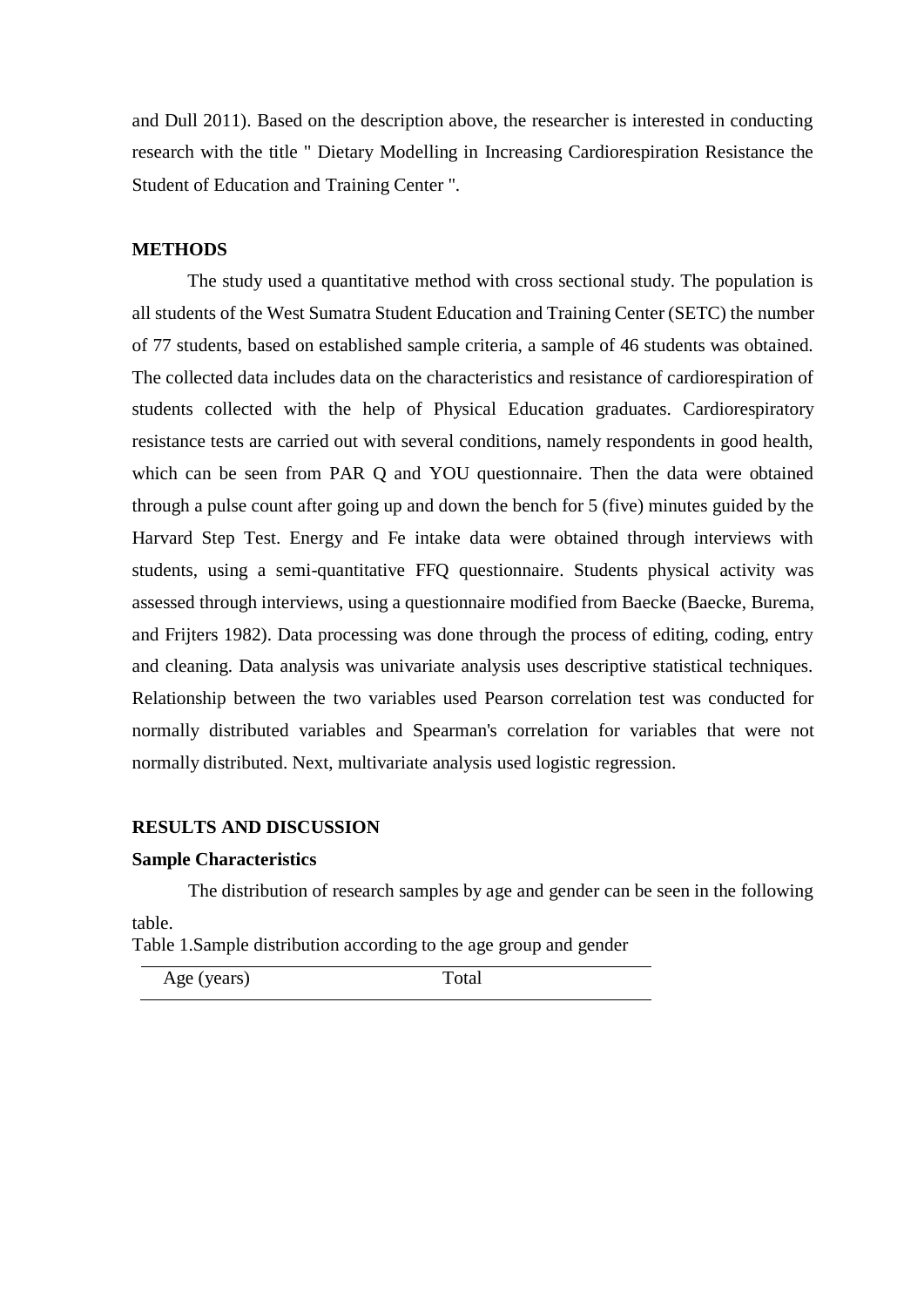and Dull 2011). Based on the description above, the researcher is interested in conducting research with the title " Dietary Modelling in Increasing Cardiorespiration Resistance the Student of Education and Training Center ".

## METHODS

The study used a quantitative method with cross sectional study. The population is all students of the West Sumatra Student Education and Training Center (SETC) the number of 77 students, based on established sample criteria, a sample of 46 students was obtained. The collected data includes data on the characteristics and resistance of cardiorespiration of students collected with the help of Physical Education graduates. Cardiorespiratory resistance tests are carried out with several conditions, namely respondents in good health, which can be seen from PAR Q and YOU questionnaire. Then the data were obtained through a pulse count after going up and down the bench for 5 (five) minutes guided by the Harvard Step Test. Energy and Fe intake data were obtained through interviews with students, using a semi-quantitative FFQ questionnaire. Students physical activity was assessed through interviews, using a questionnaire modified from Baecke (Baecke, Burema, and Frijters 1982). Data processing was done through the process of editing, coding, entry and cleaning. Data analysis was univariate analysis uses descriptive statistical techniques. Relationship between the two variables used Pearson correlation test was conducted for normally distributed variables and Spearman's correlation for variables that were not normally distributed. Next, multivariate analysis used logistic regression.

## RESULTS AND DISCUSSION

### Sample Characteristics

The distribution of research samples by age and gender can be seen in the following table.

Table 1.Sample distribution according to the age group and gender

| Age (years) | Total |
| --- | --- |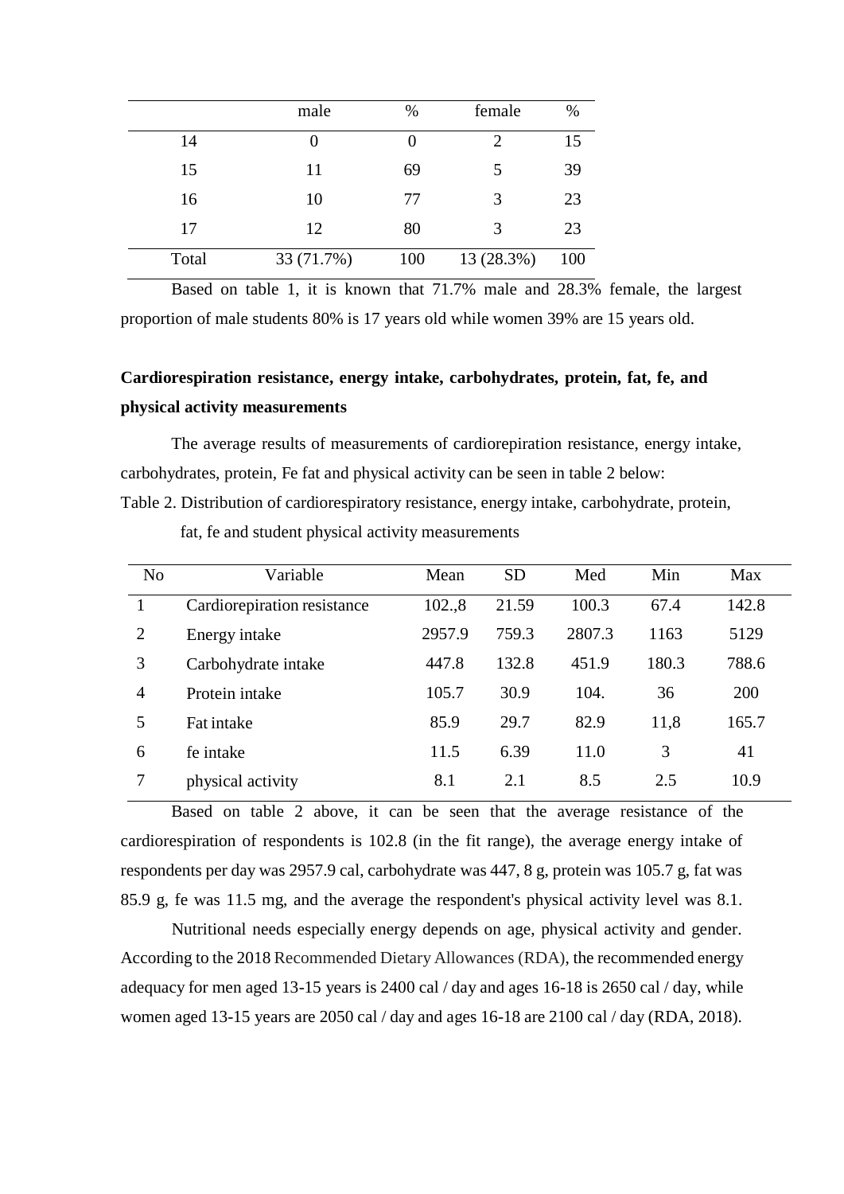|  | male | % | female | % |
|---|---|---|---|---|
| 14 | 0 | 0 | 2 | 15 |
| 15 | 11 | 69 | 5 | 39 |
| 16 | 10 | 77 | 3 | 23 |
| 17 | 12 | 80 | 3 | 23 |
| Total | 33 (71.7%) | 100 | 13 (28.3%) | 100 |

Based on table 1, it is known that 71.7% male and 28.3% female, the largest proportion of male students 80% is 17 years old while women 39% are 15 years old.

**Cardiorespiration resistance, energy intake, carbohydrates, protein, fat, fe, and physical activity measurements**

The average results of measurements of cardiorepiration resistance, energy intake, carbohydrates, protein, Fe fat and physical activity can be seen in table 2 below:

Table 2. Distribution of cardiorespiratory resistance, energy intake, carbohydrate, protein, fat, fe and student physical activity measurements

| No | Variable | Mean | SD | Med | Min | Max |
|---|---|---|---|---|---|---|
| 1 | Cardiorepiration resistance | 102.,8 | 21.59 | 100.3 | 67.4 | 142.8 |
| 2 | Energy intake | 2957.9 | 759.3 | 2807.3 | 1163 | 5129 |
| 3 | Carbohydrate intake | 447.8 | 132.8 | 451.9 | 180.3 | 788.6 |
| 4 | Protein intake | 105.7 | 30.9 | 104. | 36 | 200 |
| 5 | Fat intake | 85.9 | 29.7 | 82.9 | 11,8 | 165.7 |
| 6 | fe intake | 11.5 | 6.39 | 11.0 | 3 | 41 |
| 7 | physical activity | 8.1 | 2.1 | 8.5 | 2.5 | 10.9 |

Based on table 2 above, it can be seen that the average resistance of the cardiorespiration of respondents is 102.8 (in the fit range), the average energy intake of respondents per day was 2957.9 cal, carbohydrate was 447, 8 g, protein was 105.7 g, fat was 85.9 g, fe was 11.5 mg, and the average the respondent's physical activity level was 8.1.

Nutritional needs especially energy depends on age, physical activity and gender. According to the 2018 Recommended Dietary Allowances (RDA), the recommended energy adequacy for men aged 13-15 years is 2400 cal / day and ages 16-18 is 2650 cal / day, while women aged 13-15 years are 2050 cal / day and ages 16-18 are 2100 cal / day (RDA, 2018).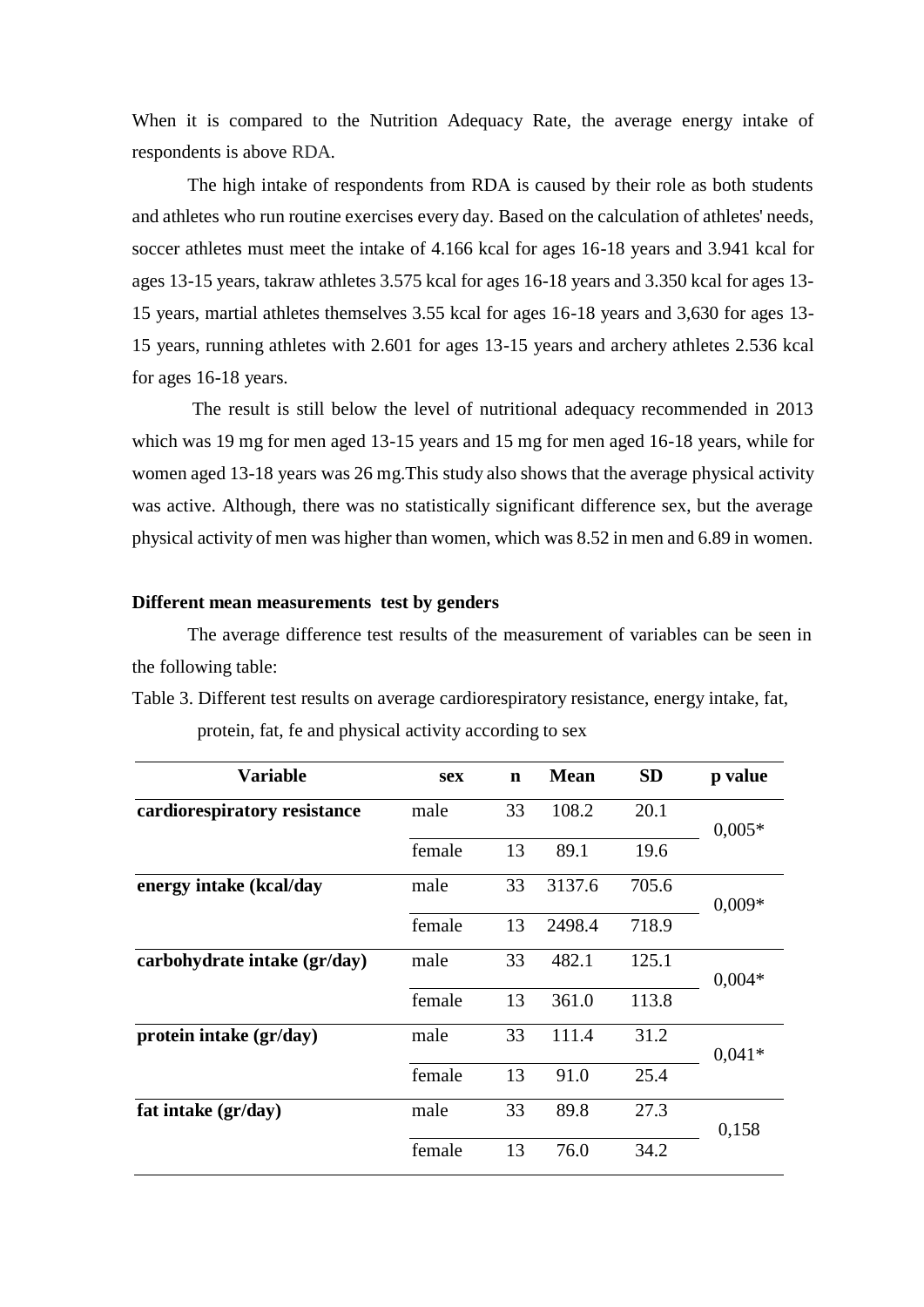When it is compared to the Nutrition Adequacy Rate, the average energy intake of respondents is above RDA.

The high intake of respondents from RDA is caused by their role as both students and athletes who run routine exercises every day. Based on the calculation of athletes' needs, soccer athletes must meet the intake of 4.166 kcal for ages 16-18 years and 3.941 kcal for ages 13-15 years, takraw athletes 3.575 kcal for ages 16-18 years and 3.350 kcal for ages 13-15 years, martial athletes themselves 3.55 kcal for ages 16-18 years and 3,630 for ages 13-15 years, running athletes with 2.601 for ages 13-15 years and archery athletes 2.536 kcal for ages 16-18 years.

The result is still below the level of nutritional adequacy recommended in 2013 which was 19 mg for men aged 13-15 years and 15 mg for men aged 16-18 years, while for women aged 13-18 years was 26 mg.This study also shows that the average physical activity was active. Although, there was no statistically significant difference sex, but the average physical activity of men was higher than women, which was 8.52 in men and 6.89 in women.

**Different mean measurements test by genders**

The average difference test results of the measurement of variables can be seen in the following table:

Table 3. Different test results on average cardiorespiratory resistance, energy intake, fat, protein, fat, fe and physical activity according to sex

| Variable | sex | n | Mean | SD | p value |
|---|---|---|---|---|---|
| **cardiorespiratory resistance** | male | 33 | 108.2 | 20.1 | 0,005* |
| | female | 13 | 89.1 | 19.6 | |
| **energy intake (kcal/day** | male | 33 | 3137.6 | 705.6 | 0,009* |
| | female | 13 | 2498.4 | 718.9 | |
| **carbohydrate intake (gr/day)** | male | 33 | 482.1 | 125.1 | 0,004* |
| | female | 13 | 361.0 | 113.8 | |
| **protein intake (gr/day)** | male | 33 | 111.4 | 31.2 | 0,041* |
| | female | 13 | 91.0 | 25.4 | |
| **fat intake (gr/day)** | male | 33 | 89.8 | 27.3 | 0,158 |
| | female | 13 | 76.0 | 34.2 | |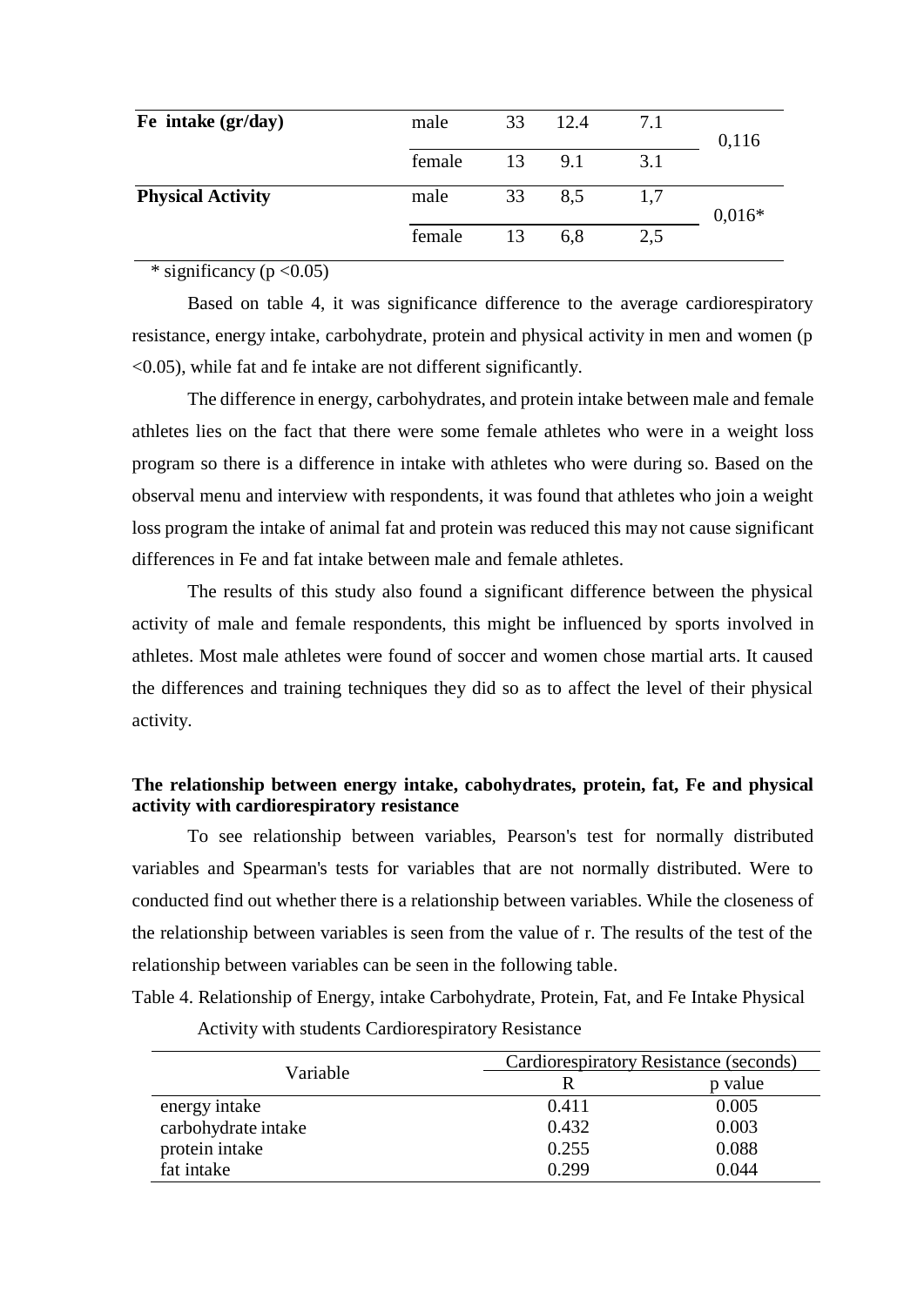| | | | | | |
|---|---|---|---|---|---|
| **Fe intake (gr/day)** | male | 33 | 12.4 | 7.1 | 0,116 |
| | female | 13 | 9.1 | 3.1 | |
| **Physical Activity** | male | 33 | 8,5 | 1,7 | 0,016* |
| | female | 13 | 6,8 | 2,5 | |

* significancy ($p < 0.05$)

Based on table 4, it was significance difference to the average cardiorespiratory resistance, energy intake, carbohydrate, protein and physical activity in men and women ($p < 0.05$), while fat and fe intake are not different significantly.

The difference in energy, carbohydrates, and protein intake between male and female athletes lies on the fact that there were some female athletes who were in a weight loss program so there is a difference in intake with athletes who were during so. Based on the observal menu and interview with respondents, it was found that athletes who join a weight loss program the intake of animal fat and protein was reduced this may not cause significant differences in Fe and fat intake between male and female athletes.

The results of this study also found a significant difference between the physical activity of male and female respondents, this might be influenced by sports involved in athletes. Most male athletes were found of soccer and women chose martial arts. It caused the differences and training techniques they did so as to affect the level of their physical activity.

### The relationship between energy intake, cabohydrates, protein, fat, Fe and physical activity with cardiorespiratory resistance

To see relationship between variables, Pearson's test for normally distributed variables and Spearman's tests for variables that are not normally distributed. Were to conducted find out whether there is a relationship between variables. While the closeness of the relationship between variables is seen from the value of r. The results of the test of the relationship between variables can be seen in the following table.

Table 4. Relationship of Energy, intake Carbohydrate, Protein, Fat, and Fe Intake Physical Activity with students Cardiorespiratory Resistance

| Variable | Cardiorespiratory Resistance (seconds) | |
|---|---|---|
| | R | p value |
| energy intake | 0.411 | 0.005 |
| carbohydrate intake | 0.432 | 0.003 |
| protein intake | 0.255 | 0.088 |
| fat intake | 0.299 | 0.044 |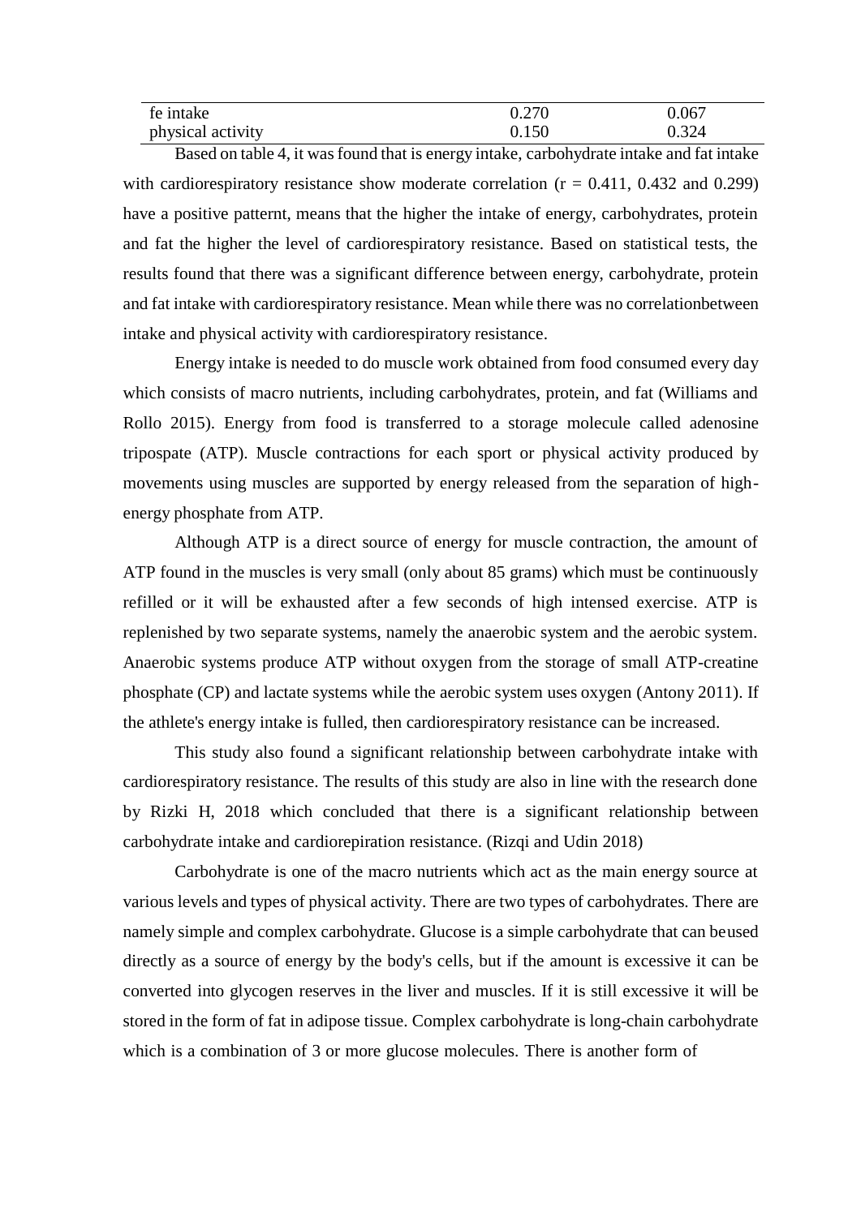| | | |
|---|---|---|
| fe intake | 0.270 | 0.067 |
| physical activity | 0.150 | 0.324 |

Based on table 4, it was found that is energy intake, carbohydrate intake and fat intake with cardiorespiratory resistance show moderate correlation (r = 0.411, 0.432 and 0.299) have a positive patternt, means that the higher the intake of energy, carbohydrates, protein and fat the higher the level of cardiorespiratory resistance. Based on statistical tests, the results found that there was a significant difference between energy, carbohydrate, protein and fat intake with cardiorespiratory resistance. Mean while there was no correlationbetween intake and physical activity with cardiorespiratory resistance.

Energy intake is needed to do muscle work obtained from food consumed every day which consists of macro nutrients, including carbohydrates, protein, and fat (Williams and Rollo 2015). Energy from food is transferred to a storage molecule called adenosine tripospate (ATP). Muscle contractions for each sport or physical activity produced by movements using muscles are supported by energy released from the separation of high-energy phosphate from ATP.

Although ATP is a direct source of energy for muscle contraction, the amount of ATP found in the muscles is very small (only about 85 grams) which must be continuously refilled or it will be exhausted after a few seconds of high intensed exercise. ATP is replenished by two separate systems, namely the anaerobic system and the aerobic system. Anaerobic systems produce ATP without oxygen from the storage of small ATP-creatine phosphate (CP) and lactate systems while the aerobic system uses oxygen (Antony 2011). If the athlete's energy intake is fulled, then cardiorespiratory resistance can be increased.

This study also found a significant relationship between carbohydrate intake with cardiorespiratory resistance. The results of this study are also in line with the research done by Rizki H, 2018 which concluded that there is a significant relationship between carbohydrate intake and cardiorepiration resistance. (Rizqi and Udin 2018)

Carbohydrate is one of the macro nutrients which act as the main energy source at various levels and types of physical activity. There are two types of carbohydrates. There are namely simple and complex carbohydrate. Glucose is a simple carbohydrate that can beused directly as a source of energy by the body's cells, but if the amount is excessive it can be converted into glycogen reserves in the liver and muscles. If it is still excessive it will be stored in the form of fat in adipose tissue. Complex carbohydrate is long-chain carbohydrate which is a combination of 3 or more glucose molecules. There is another form of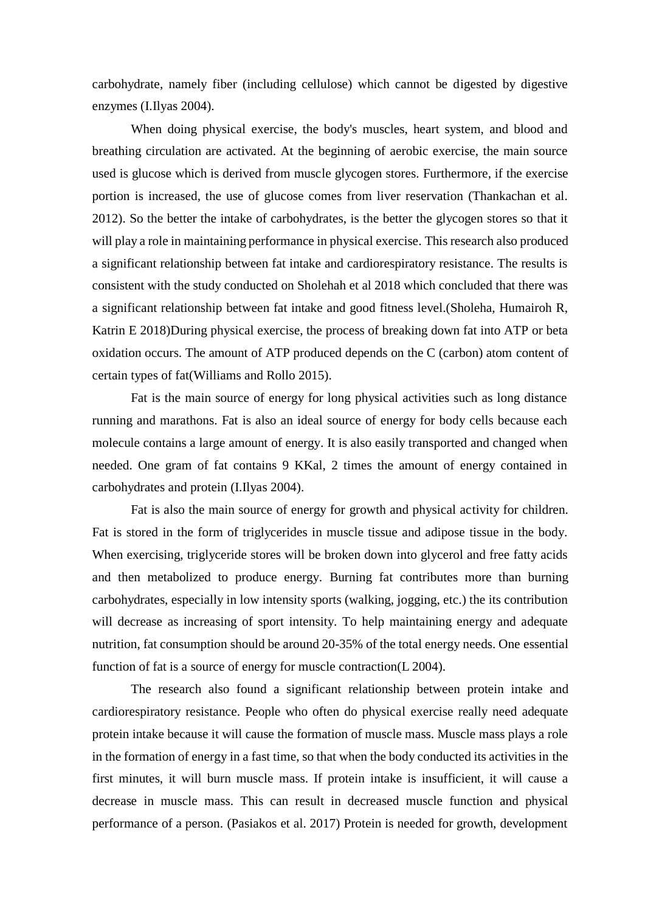carbohydrate, namely fiber (including cellulose) which cannot be digested by digestive enzymes (I.Ilyas 2004).

When doing physical exercise, the body's muscles, heart system, and blood and breathing circulation are activated. At the beginning of aerobic exercise, the main source used is glucose which is derived from muscle glycogen stores. Furthermore, if the exercise portion is increased, the use of glucose comes from liver reservation (Thankachan et al. 2012). So the better the intake of carbohydrates, is the better the glycogen stores so that it will play a role in maintaining performance in physical exercise. This research also produced a significant relationship between fat intake and cardiorespiratory resistance. The results is consistent with the study conducted on Sholehah et al 2018 which concluded that there was a significant relationship between fat intake and good fitness level.(Sholeha, Humairoh R, Katrin E 2018)During physical exercise, the process of breaking down fat into ATP or beta oxidation occurs. The amount of ATP produced depends on the C (carbon) atom content of certain types of fat(Williams and Rollo 2015).

Fat is the main source of energy for long physical activities such as long distance running and marathons. Fat is also an ideal source of energy for body cells because each molecule contains a large amount of energy. It is also easily transported and changed when needed. One gram of fat contains 9 KKal, 2 times the amount of energy contained in carbohydrates and protein (I.Ilyas 2004).

Fat is also the main source of energy for growth and physical activity for children. Fat is stored in the form of triglycerides in muscle tissue and adipose tissue in the body. When exercising, triglyceride stores will be broken down into glycerol and free fatty acids and then metabolized to produce energy. Burning fat contributes more than burning carbohydrates, especially in low intensity sports (walking, jogging, etc.) the its contribution will decrease as increasing of sport intensity. To help maintaining energy and adequate nutrition, fat consumption should be around 20-35% of the total energy needs. One essential function of fat is a source of energy for muscle contraction(L 2004).

The research also found a significant relationship between protein intake and cardiorespiratory resistance. People who often do physical exercise really need adequate protein intake because it will cause the formation of muscle mass. Muscle mass plays a role in the formation of energy in a fast time, so that when the body conducted its activities in the first minutes, it will burn muscle mass. If protein intake is insufficient, it will cause a decrease in muscle mass. This can result in decreased muscle function and physical performance of a person. (Pasiakos et al. 2017) Protein is needed for growth, development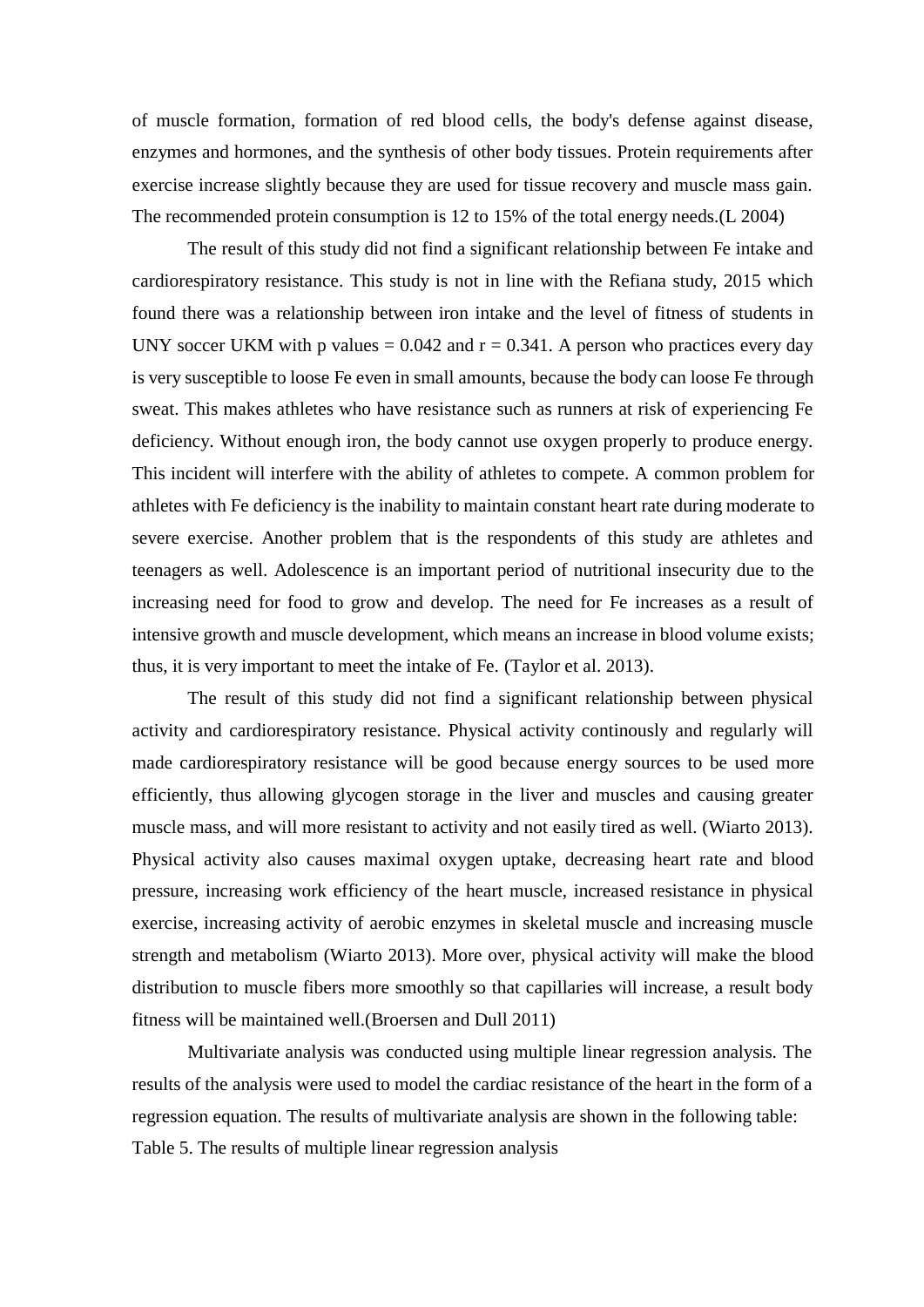of muscle formation, formation of red blood cells, the body's defense against disease, enzymes and hormones, and the synthesis of other body tissues. Protein requirements after exercise increase slightly because they are used for tissue recovery and muscle mass gain. The recommended protein consumption is 12 to 15% of the total energy needs.(L 2004)

The result of this study did not find a significant relationship between Fe intake and cardiorespiratory resistance. This study is not in line with the Refiana study, 2015 which found there was a relationship between iron intake and the level of fitness of students in UNY soccer UKM with p values = 0.042 and r = 0.341. A person who practices every day is very susceptible to loose Fe even in small amounts, because the body can loose Fe through sweat. This makes athletes who have resistance such as runners at risk of experiencing Fe deficiency. Without enough iron, the body cannot use oxygen properly to produce energy. This incident will interfere with the ability of athletes to compete. A common problem for athletes with Fe deficiency is the inability to maintain constant heart rate during moderate to severe exercise. Another problem that is the respondents of this study are athletes and teenagers as well. Adolescence is an important period of nutritional insecurity due to the increasing need for food to grow and develop. The need for Fe increases as a result of intensive growth and muscle development, which means an increase in blood volume exists; thus, it is very important to meet the intake of Fe. (Taylor et al. 2013).

The result of this study did not find a significant relationship between physical activity and cardiorespiratory resistance. Physical activity continously and regularly will made cardiorespiratory resistance will be good because energy sources to be used more efficiently, thus allowing glycogen storage in the liver and muscles and causing greater muscle mass, and will more resistant to activity and not easily tired as well. (Wiarto 2013). Physical activity also causes maximal oxygen uptake, decreasing heart rate and blood pressure, increasing work efficiency of the heart muscle, increased resistance in physical exercise, increasing activity of aerobic enzymes in skeletal muscle and increasing muscle strength and metabolism (Wiarto 2013). More over, physical activity will make the blood distribution to muscle fibers more smoothly so that capillaries will increase, a result body fitness will be maintained well.(Broersen and Dull 2011)

Multivariate analysis was conducted using multiple linear regression analysis. The results of the analysis were used to model the cardiac resistance of the heart in the form of a regression equation. The results of multivariate analysis are shown in the following table:

Table 5. The results of multiple linear regression analysis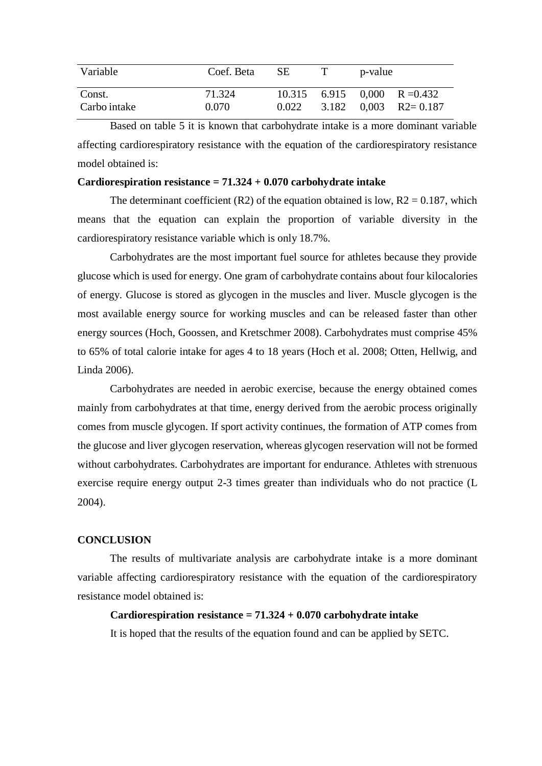| Variable | Coef. Beta | SE | T | p-value | |
|---|---|---|---|---|---|
| Const. | 71.324 | 10.315 | 6.915 | 0,000 | R =0.432 |
| Carbo intake | 0.070 | 0.022 | 3.182 | 0,003 | R2= 0.187 |

Based on table 5 it is known that carbohydrate intake is a more dominant variable affecting cardiorespiratory resistance with the equation of the cardiorespiratory resistance model obtained is:

**Cardiorespiration resistance = 71.324 + 0.070 carbohydrate intake**

The determinant coefficient (R2) of the equation obtained is low, R2 = 0.187, which means that the equation can explain the proportion of variable diversity in the cardiorespiratory resistance variable which is only 18.7%.

Carbohydrates are the most important fuel source for athletes because they provide glucose which is used for energy. One gram of carbohydrate contains about four kilocalories of energy. Glucose is stored as glycogen in the muscles and liver. Muscle glycogen is the most available energy source for working muscles and can be released faster than other energy sources (Hoch, Goossen, and Kretschmer 2008). Carbohydrates must comprise 45% to 65% of total calorie intake for ages 4 to 18 years (Hoch et al. 2008; Otten, Hellwig, and Linda 2006).

Carbohydrates are needed in aerobic exercise, because the energy obtained comes mainly from carbohydrates at that time, energy derived from the aerobic process originally comes from muscle glycogen. If sport activity continues, the formation of ATP comes from the glucose and liver glycogen reservation, whereas glycogen reservation will not be formed without carbohydrates. Carbohydrates are important for endurance. Athletes with strenuous exercise require energy output 2-3 times greater than individuals who do not practice (L 2004).

## CONCLUSION

The results of multivariate analysis are carbohydrate intake is a more dominant variable affecting cardiorespiratory resistance with the equation of the cardiorespiratory resistance model obtained is:

**Cardiorespiration resistance = 71.324 + 0.070 carbohydrate intake**

It is hoped that the results of the equation found and can be applied by SETC.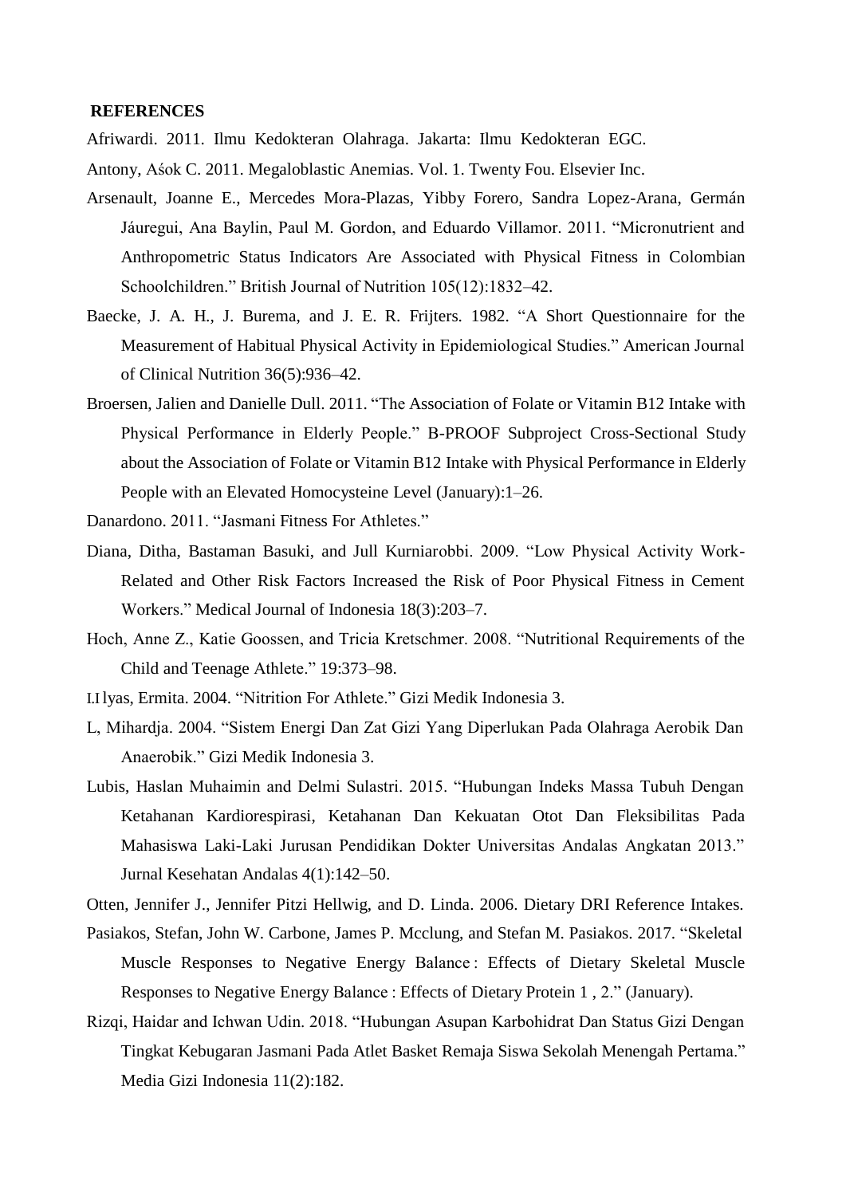**REFERENCES**

Afriwardi. 2011. Ilmu Kedokteran Olahraga. Jakarta: Ilmu Kedokteran EGC.

Antony, Aśok C. 2011. Megaloblastic Anemias. Vol. 1. Twenty Fou. Elsevier Inc.

Arsenault, Joanne E., Mercedes Mora-Plazas, Yibby Forero, Sandra Lopez-Arana, Germán Jáuregui, Ana Baylin, Paul M. Gordon, and Eduardo Villamor. 2011. "Micronutrient and Anthropometric Status Indicators Are Associated with Physical Fitness in Colombian Schoolchildren." British Journal of Nutrition 105(12):1832–42.

Baecke, J. A. H., J. Burema, and J. E. R. Frijters. 1982. "A Short Questionnaire for the Measurement of Habitual Physical Activity in Epidemiological Studies." American Journal of Clinical Nutrition 36(5):936–42.

Broersen, Jalien and Danielle Dull. 2011. "The Association of Folate or Vitamin B12 Intake with Physical Performance in Elderly People." B-PROOF Subproject Cross-Sectional Study about the Association of Folate or Vitamin B12 Intake with Physical Performance in Elderly People with an Elevated Homocysteine Level (January):1–26.

Danardono. 2011. "Jasmani Fitness For Athletes."

Diana, Ditha, Bastaman Basuki, and Jull Kurniarobbi. 2009. "Low Physical Activity Work-Related and Other Risk Factors Increased the Risk of Poor Physical Fitness in Cement Workers." Medical Journal of Indonesia 18(3):203–7.

Hoch, Anne Z., Katie Goossen, and Tricia Kretschmer. 2008. "Nutritional Requirements of the Child and Teenage Athlete." 19:373–98.

I.I lyas, Ermita. 2004. "Nitrition For Athlete." Gizi Medik Indonesia 3.

L, Mihardja. 2004. "Sistem Energi Dan Zat Gizi Yang Diperlukan Pada Olahraga Aerobik Dan Anaerobik." Gizi Medik Indonesia 3.

Lubis, Haslan Muhaimin and Delmi Sulastri. 2015. "Hubungan Indeks Massa Tubuh Dengan Ketahanan Kardiorespirasi, Ketahanan Dan Kekuatan Otot Dan Fleksibilitas Pada Mahasiswa Laki-Laki Jurusan Pendidikan Dokter Universitas Andalas Angkatan 2013." Jurnal Kesehatan Andalas 4(1):142–50.

Otten, Jennifer J., Jennifer Pitzi Hellwig, and D. Linda. 2006. Dietary DRI Reference Intakes.

Pasiakos, Stefan, John W. Carbone, James P. Mcclung, and Stefan M. Pasiakos. 2017. "Skeletal Muscle Responses to Negative Energy Balance : Effects of Dietary Skeletal Muscle Responses to Negative Energy Balance : Effects of Dietary Protein 1 , 2." (January).

Rizqi, Haidar and Ichwan Udin. 2018. "Hubungan Asupan Karbohidrat Dan Status Gizi Dengan Tingkat Kebugaran Jasmani Pada Atlet Basket Remaja Siswa Sekolah Menengah Pertama." Media Gizi Indonesia 11(2):182.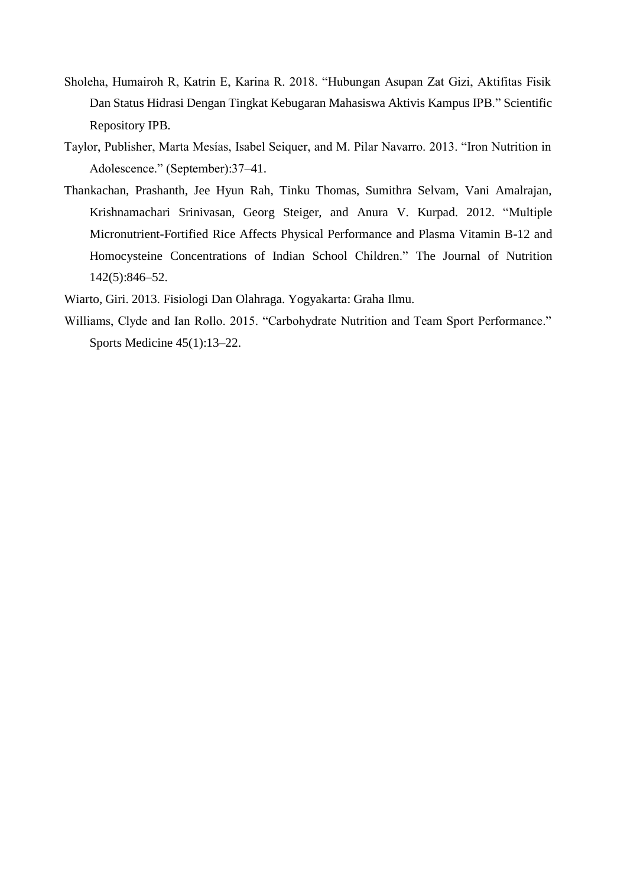Sholeha, Humairoh R, Katrin E, Karina R. 2018. "Hubungan Asupan Zat Gizi, Aktifitas Fisik Dan Status Hidrasi Dengan Tingkat Kebugaran Mahasiswa Aktivis Kampus IPB." Scientific Repository IPB.

Taylor, Publisher, Marta Mesías, Isabel Seiquer, and M. Pilar Navarro. 2013. "Iron Nutrition in Adolescence." (September):37–41.

Thankachan, Prashanth, Jee Hyun Rah, Tinku Thomas, Sumithra Selvam, Vani Amalrajan, Krishnamachari Srinivasan, Georg Steiger, and Anura V. Kurpad. 2012. "Multiple Micronutrient-Fortified Rice Affects Physical Performance and Plasma Vitamin B-12 and Homocysteine Concentrations of Indian School Children." The Journal of Nutrition 142(5):846–52.

Wiarto, Giri. 2013. Fisiologi Dan Olahraga. Yogyakarta: Graha Ilmu.

Williams, Clyde and Ian Rollo. 2015. "Carbohydrate Nutrition and Team Sport Performance." Sports Medicine 45(1):13–22.